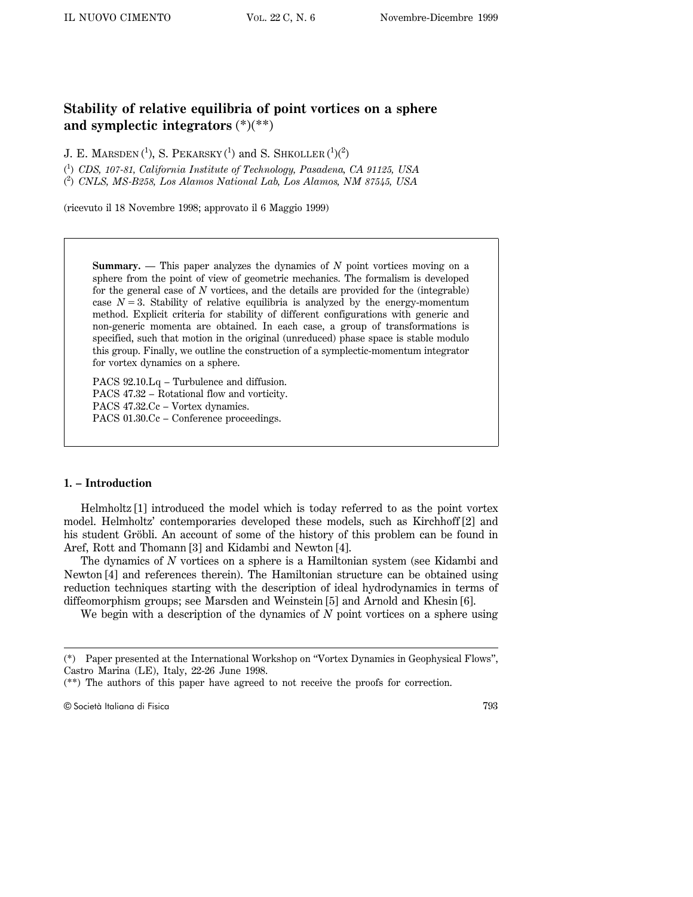# Stability of relative equilibria of point vortices on a sphere and symplectic integrators (*)(**)

J. E. Marsden [1], S. Pekarsky [1] and S. Shkoller [1][2]

[1] *CDS, 107-81, California Institute of Technology, Pasadena, CA 91125, USA*
[2] *CNLS, MS-B258, Los Alamos National Lab, Los Alamos, NM 87545, USA*

(ricevuto il 18 Novembre 1998; approvato il 6 Maggio 1999)

**Summary.** — This paper analyzes the dynamics of $N$ point vortices moving on a sphere from the point of view of geometric mechanics. The formalism is developed for the general case of $N$ vortices, and the details are provided for the (integrable) case $N = 3$. Stability of relative equilibria is analyzed by the energy-momentum method. Explicit criteria for stability of different configurations with generic and non-generic momenta are obtained. In each case, a group of transformations is specified, such that motion in the original (unreduced) phase space is stable modulo this group. Finally, we outline the construction of a symplectic-momentum integrator for vortex dynamics on a sphere.

PACS 92.10.Lq – Turbulence and diffusion.
PACS 47.32 – Rotational flow and vorticity.
PACS 47.32.Cc – Vortex dynamics.
PACS 01.30.Cc – Conference proceedings.

## 1. – Introduction

Helmholtz [1] introduced the model which is today referred to as the point vortex model. Helmholtz' contemporaries developed these models, such as Kirchhoff [2] and his student Gröbli. An account of some of the history of this problem can be found in Aref, Rott and Thomann [3] and Kidambi and Newton [4].

The dynamics of $N$ vortices on a sphere is a Hamiltonian system (see Kidambi and Newton [4] and references therein). The Hamiltonian structure can be obtained using reduction techniques starting with the description of ideal hydrodynamics in terms of diffeomorphism groups; see Marsden and Weinstein [5] and Arnold and Khesin [6].

We begin with a description of the dynamics of $N$ point vortices on a sphere using

(*) Paper presented at the International Workshop on "Vortex Dynamics in Geophysical Flows", Castro Marina (LE), Italy, 22-26 June 1998.
(**) The authors of this paper have agreed to not receive the proofs for correction.

© Società Italiana di Fisica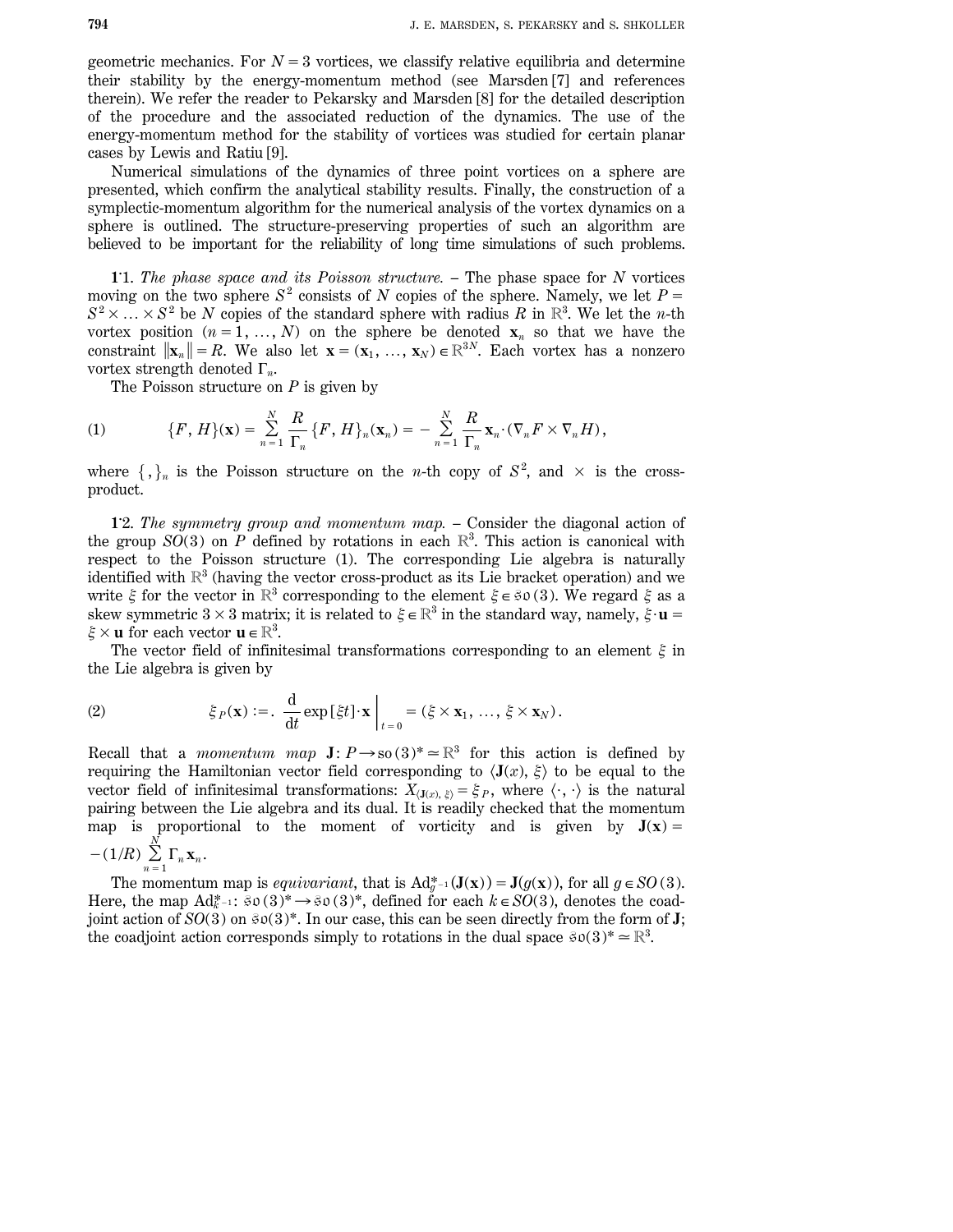geometric mechanics. For $N = 3$ vortices, we classify relative equilibria and determine their stability by the energy-momentum method (see Marsden [7] and references therein). We refer the reader to Pekarsky and Marsden [8] for the detailed description of the procedure and the associated reduction of the dynamics. The use of the energy-momentum method for the stability of vortices was studied for certain planar cases by Lewis and Ratiu [9].

Numerical simulations of the dynamics of three point vortices on a sphere are presented, which confirm the analytical stability results. Finally, the construction of a symplectic-momentum algorithm for the numerical analysis of the vortex dynamics on a sphere is outlined. The structure-preserving properties of such an algorithm are believed to be important for the reliability of long time simulations of such problems.

**1·1.** *The phase space and its Poisson structure.* – The phase space for $N$ vortices moving on the two sphere $S^2$ consists of $N$ copies of the sphere. Namely, we let $P = S^2 \times \ldots \times S^2$ be $N$ copies of the standard sphere with radius $R$ in $\mathbb{R}^3$. We let the $n$-th vortex position ($n = 1, \ldots, N$) on the sphere be denoted $\mathbf{x}_n$ so that we have the constraint $\|\mathbf{x}_n\| = R$. We also let $\mathbf{x} = (\mathbf{x}_1, \ldots, \mathbf{x}_N) \in \mathbb{R}^{3N}$. Each vortex has a nonzero vortex strength denoted $\Gamma_n$.

The Poisson structure on $P$ is given by

$$\{F, H\}(\mathbf{x}) = \sum_{n=1}^{N} \frac{R}{\Gamma_n} \{F, H\}_n(\mathbf{x}_n) = -\sum_{n=1}^{N} \frac{R}{\Gamma_n} \mathbf{x}_n \cdot (\nabla_n F \times \nabla_n H), \tag{1}$$

where $\{\,,\}_n$ is the Poisson structure on the $n$-th copy of $S^2$, and $\times$ is the cross-product.

**1·2.** *The symmetry group and momentum map.* – Consider the diagonal action of the group $SO(3)$ on $P$ defined by rotations in each $\mathbb{R}^3$. This action is canonical with respect to the Poisson structure (1). The corresponding Lie algebra is naturally identified with $\mathbb{R}^3$ (having the vector cross-product as its Lie bracket operation) and we write $\xi$ for the vector in $\mathbb{R}^3$ corresponding to the element $\xi \in \mathfrak{so}(3)$. We regard $\xi$ as a skew symmetric $3 \times 3$ matrix; it is related to $\xi \in \mathbb{R}^3$ in the standard way, namely, $\xi \cdot \mathbf{u} = \xi \times \mathbf{u}$ for each vector $\mathbf{u} \in \mathbb{R}^3$.

The vector field of infinitesimal transformations corresponding to an element $\xi$ in the Lie algebra is given by

$$\xi_P(\mathbf{x}) :=. \left.\frac{\mathrm{d}}{\mathrm{d}t} \exp[\xi t] \cdot \mathbf{x}\right|_{t=0} = (\xi \times \mathbf{x}_1, \ldots, \xi \times \mathbf{x}_N). \tag{2}$$

Recall that a *momentum map* $\mathbf{J}: P \to \mathrm{so}(3)^* \simeq \mathbb{R}^3$ for this action is defined by requiring the Hamiltonian vector field corresponding to $\langle \mathbf{J}(x), \xi \rangle$ to be equal to the vector field of infinitesimal transformations: $X_{\langle \mathbf{J}(x), \xi \rangle} = \xi_P$, where $\langle \cdot, \cdot \rangle$ is the natural pairing between the Lie algebra and its dual. It is readily checked that the momentum map is proportional to the moment of vorticity and is given by $\mathbf{J}(\mathbf{x}) = -(1/R) \sum_{n=1}^{N} \Gamma_n \mathbf{x}_n$.

The momentum map is *equivariant*, that is $\mathrm{Ad}^*_{g^{-1}}(\mathbf{J}(\mathbf{x})) = \mathbf{J}(g(\mathbf{x}))$, for all $g \in SO(3)$. Here, the map $\mathrm{Ad}^*_{k^{-1}}: \mathfrak{so}(3)^* \to \mathfrak{so}(3)^*$, defined for each $k \in SO(3)$, denotes the coadjoint action of $SO(3)$ on $\mathfrak{so}(3)^*$. In our case, this can be seen directly from the form of $\mathbf{J}$; the coadjoint action corresponds simply to rotations in the dual space $\mathfrak{so}(3)^* \simeq \mathbb{R}^3$.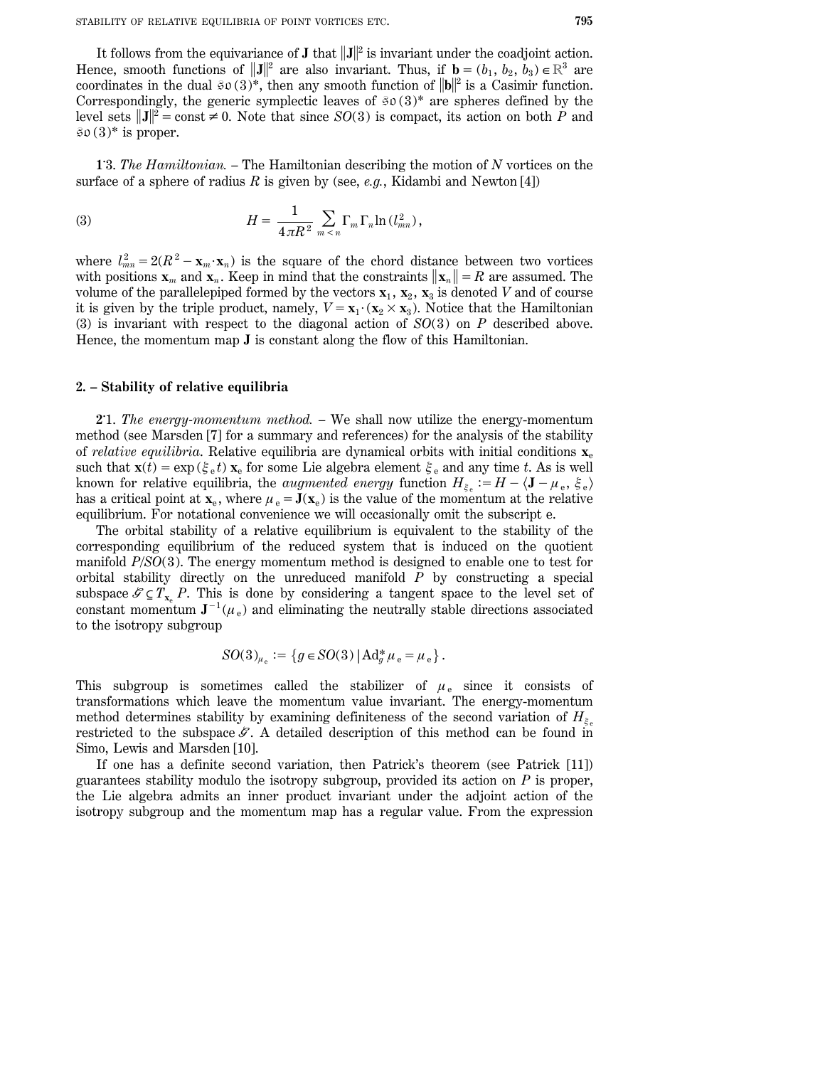It follows from the equivariance of $\mathbf{J}$ that $\|\mathbf{J}\|^2$ is invariant under the coadjoint action. Hence, smooth functions of $\|\mathbf{J}\|^2$ are also invariant. Thus, if $\mathbf{b} = (b_1, b_2, b_3) \in \mathbb{R}^3$ are coordinates in the dual $\mathfrak{so}(3)^*$, then any smooth function of $\|\mathbf{b}\|^2$ is a Casimir function. Correspondingly, the generic symplectic leaves of $\mathfrak{so}(3)^*$ are spheres defined by the level sets $\|\mathbf{J}\|^2 = \text{const} \neq 0$. Note that since $SO(3)$ is compact, its action on both $P$ and $\mathfrak{so}(3)^*$ is proper.

**1·3.** *The Hamiltonian.* – The Hamiltonian describing the motion of $N$ vortices on the surface of a sphere of radius $R$ is given by (see, *e.g.*, Kidambi and Newton [4])

$$H = \frac{1}{4\pi R^2} \sum_{m<n} \Gamma_m \Gamma_n \ln(l_{mn}^2), \tag{3}$$

where $l_{mn}^2 = 2(R^2 - \mathbf{x}_m \cdot \mathbf{x}_n)$ is the square of the chord distance between two vortices with positions $\mathbf{x}_m$ and $\mathbf{x}_n$. Keep in mind that the constraints $\|\mathbf{x}_n\| = R$ are assumed. The volume of the parallelepiped formed by the vectors $\mathbf{x}_1$, $\mathbf{x}_2$, $\mathbf{x}_3$ is denoted $V$ and of course it is given by the triple product, namely, $V = \mathbf{x}_1 \cdot (\mathbf{x}_2 \times \mathbf{x}_3)$. Notice that the Hamiltonian (3) is invariant with respect to the diagonal action of $SO(3)$ on $P$ described above. Hence, the momentum map $\mathbf{J}$ is constant along the flow of this Hamiltonian.

## 2. – Stability of relative equilibria

**2·1.** *The energy-momentum method.* – We shall now utilize the energy-momentum method (see Marsden [7] for a summary and references) for the analysis of the stability of *relative equilibria*. Relative equilibria are dynamical orbits with initial conditions $\mathbf{x}_e$ such that $\mathbf{x}(t) = \exp(\xi_e t)\,\mathbf{x}_e$ for some Lie algebra element $\xi_e$ and any time $t$. As is well known for relative equilibria, the *augmented energy* function $H_{\xi_e} := H - \langle \mathbf{J} - \mu_e, \xi_e \rangle$ has a critical point at $\mathbf{x}_e$, where $\mu_e = \mathbf{J}(\mathbf{x}_e)$ is the value of the momentum at the relative equilibrium. For notational convenience we will occasionally omit the subscript e.

The orbital stability of a relative equilibrium is equivalent to the stability of the corresponding equilibrium of the reduced system that is induced on the quotient manifold $P/SO(3)$. The energy momentum method is designed to enable one to test for orbital stability directly on the unreduced manifold $P$ by constructing a special subspace $\mathcal{S} \subseteq T_{\mathbf{x}_e} P$. This is done by considering a tangent space to the level set of constant momentum $\mathbf{J}^{-1}(\mu_e)$ and eliminating the neutrally stable directions associated to the isotropy subgroup

$$SO(3)_{\mu_e} := \{ g \in SO(3) \,|\, \mathrm{Ad}_g^* \mu_e = \mu_e \}.$$

This subgroup is sometimes called the stabilizer of $\mu_e$ since it consists of transformations which leave the momentum value invariant. The energy-momentum method determines stability by examining definiteness of the second variation of $H_{\xi_e}$ restricted to the subspace $\mathcal{S}$. A detailed description of this method can be found in Simo, Lewis and Marsden [10].

If one has a definite second variation, then Patrick's theorem (see Patrick [11]) guarantees stability modulo the isotropy subgroup, provided its action on $P$ is proper, the Lie algebra admits an inner product invariant under the adjoint action of the isotropy subgroup and the momentum map has a regular value. From the expression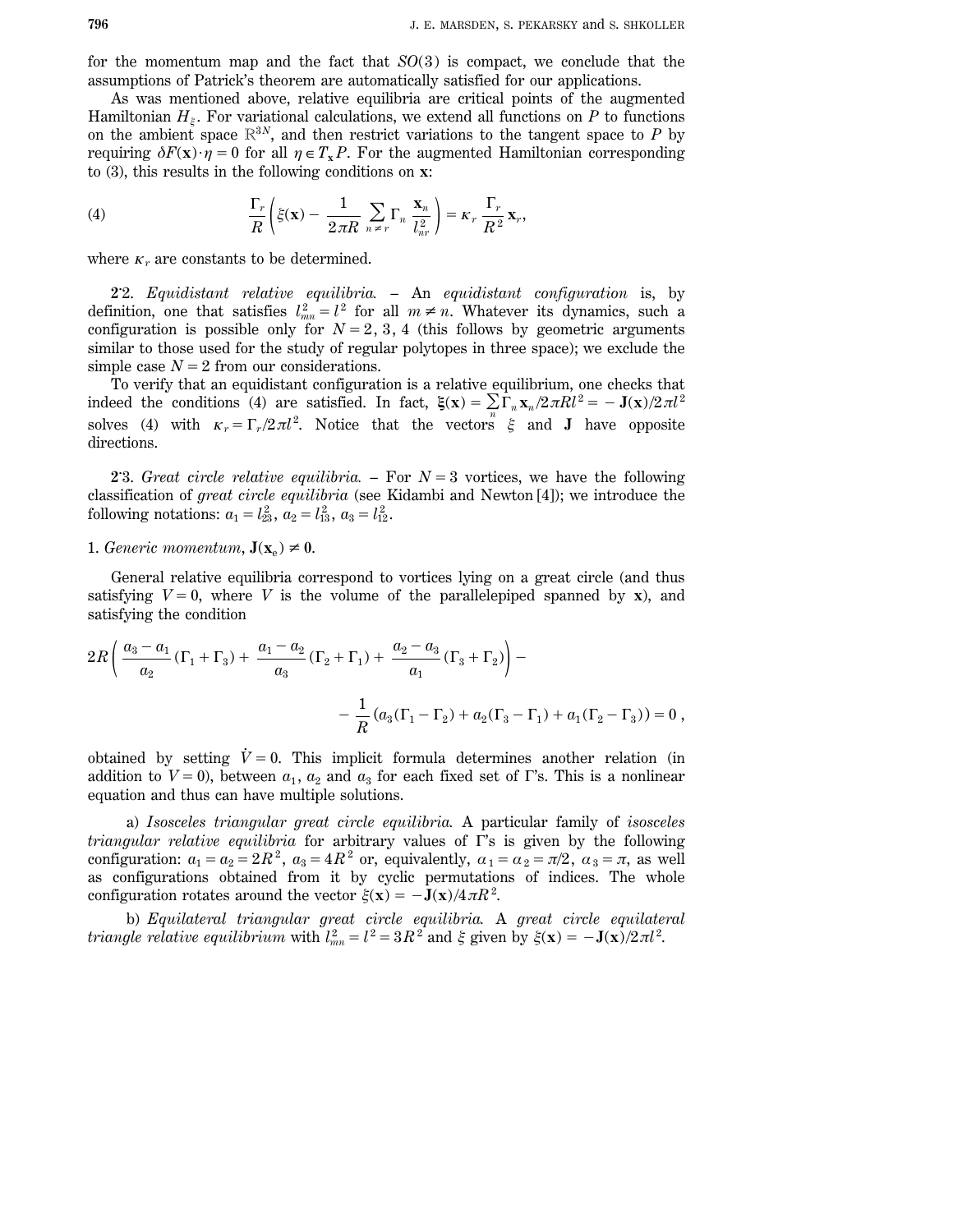for the momentum map and the fact that $SO(3)$ is compact, we conclude that the assumptions of Patrick's theorem are automatically satisfied for our applications.

As was mentioned above, relative equilibria are critical points of the augmented Hamiltonian $H_\xi$. For variational calculations, we extend all functions on $P$ to functions on the ambient space $\mathbb{R}^{3N}$, and then restrict variations to the tangent space to $P$ by requiring $\delta F(\mathbf{x}) \cdot \eta = 0$ for all $\eta \in T_\mathbf{x} P$. For the augmented Hamiltonian corresponding to (3), this results in the following conditions on $\mathbf{x}$:

$$\frac{\Gamma_r}{R}\left(\xi(\mathbf{x}) - \frac{1}{2\pi R}\sum_{n \neq r} \Gamma_n \frac{\mathbf{x}_n}{l_{nr}^2}\right) = \kappa_r \frac{\Gamma_r}{R^2}\mathbf{x}_r, \tag{4}$$

where $\kappa_r$ are constants to be determined.

**2·2.** *Equidistant relative equilibria.* – An *equidistant configuration* is, by definition, one that satisfies $l_{mn}^2 = l^2$ for all $m \neq n$. Whatever its dynamics, such a configuration is possible only for $N = 2, 3, 4$ (this follows by geometric arguments similar to those used for the study of regular polytopes in three space); we exclude the simple case $N = 2$ from our considerations.

To verify that an equidistant configuration is a relative equilibrium, one checks that indeed the conditions (4) are satisfied. In fact, $\boldsymbol{\xi}(\mathbf{x}) = \sum_n \Gamma_n \mathbf{x}_n / 2\pi R l^2 = -\mathbf{J}(\mathbf{x})/2\pi l^2$ solves (4) with $\kappa_r = \Gamma_r / 2\pi l^2$. Notice that the vectors $\xi$ and $\mathbf{J}$ have opposite directions.

**2·3.** *Great circle relative equilibria.* – For $N = 3$ vortices, we have the following classification of *great circle equilibria* (see Kidambi and Newton [4]); we introduce the following notations: $a_1 = l_{23}^2$, $a_2 = l_{13}^2$, $a_3 = l_{12}^2$.

1. *Generic momentum*, $\mathbf{J}(\mathbf{x}_e) \neq \mathbf{0}$.

General relative equilibria correspond to vortices lying on a great circle (and thus satisfying $V = 0$, where $V$ is the volume of the parallelepiped spanned by $\mathbf{x}$), and satisfying the condition

$$2R\left(\frac{a_3 - a_1}{a_2}(\Gamma_1 + \Gamma_3) + \frac{a_1 - a_2}{a_3}(\Gamma_2 + \Gamma_1) + \frac{a_2 - a_3}{a_1}(\Gamma_3 + \Gamma_2)\right) -$$

$$- \frac{1}{R}\left(a_3(\Gamma_1 - \Gamma_2) + a_2(\Gamma_3 - \Gamma_1) + a_1(\Gamma_2 - \Gamma_3)\right) = 0\,,$$

obtained by setting $\dot{V} = 0$. This implicit formula determines another relation (in addition to $V = 0$), between $a_1$, $a_2$ and $a_3$ for each fixed set of $\Gamma$'s. This is a nonlinear equation and thus can have multiple solutions.

a) *Isosceles triangular great circle equilibria.* A particular family of *isosceles triangular relative equilibria* for arbitrary values of $\Gamma$'s is given by the following configuration: $a_1 = a_2 = 2R^2$, $a_3 = 4R^2$ or, equivalently, $\alpha_1 = \alpha_2 = \pi/2$, $\alpha_3 = \pi$, as well as configurations obtained from it by cyclic permutations of indices. The whole configuration rotates around the vector $\xi(\mathbf{x}) = -\mathbf{J}(\mathbf{x})/4\pi R^2$.

b) *Equilateral triangular great circle equilibria.* A *great circle equilateral triangle relative equilibrium* with $l_{mn}^2 = l^2 = 3R^2$ and $\xi$ given by $\xi(\mathbf{x}) = -\mathbf{J}(\mathbf{x})/2\pi l^2$.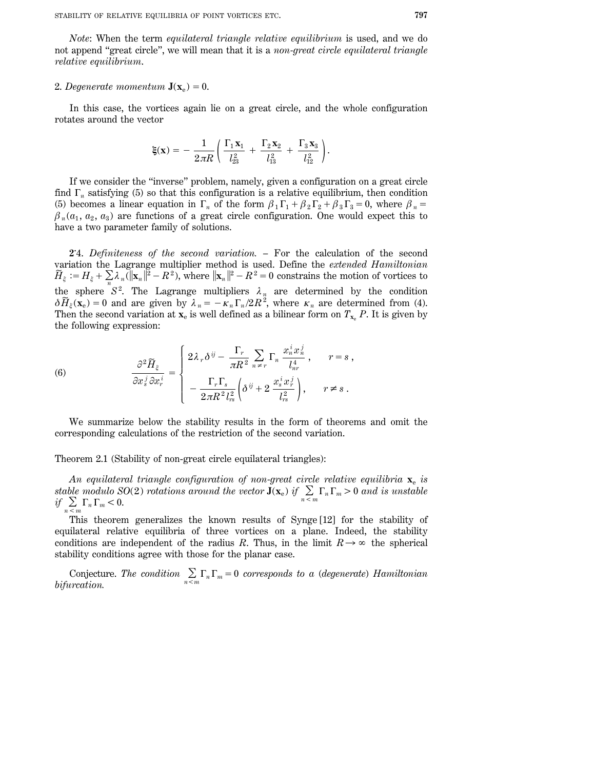*Note*: When the term *equilateral triangle relative equilibrium* is used, and we do not append "great circle", we will mean that it is a *non-great circle equilateral triangle relative equilibrium*.

2. *Degenerate momentum* $\mathbf{J}(\mathbf{x}_e) = 0$.

In this case, the vortices again lie on a great circle, and the whole configuration rotates around the vector

$$\boldsymbol{\xi}(\mathbf{x}) = -\frac{1}{2\pi R}\left(\frac{\Gamma_1 \mathbf{x}_1}{l_{23}^2} + \frac{\Gamma_2 \mathbf{x}_2}{l_{13}^2} + \frac{\Gamma_3 \mathbf{x}_3}{l_{12}^2}\right).$$

If we consider the "inverse" problem, namely, given a configuration on a great circle find $\Gamma_n$ satisfying (5) so that this configuration is a relative equilibrium, then condition (5) becomes a linear equation in $\Gamma_n$ of the form $\beta_1\Gamma_1 + \beta_2\Gamma_2 + \beta_3\Gamma_3 = 0$, where $\beta_n = \beta_n(a_1, a_2, a_3)$ are functions of a great circle configuration. One would expect this to have a two parameter family of solutions.

**2·4.** *Definiteness of the second variation.* – For the calculation of the second variation the Lagrange multiplier method is used. Define the *extended Hamiltonian* $\widetilde{H}_\xi := H_\xi + \sum_n \lambda_n(\|\mathbf{x}_n\|^2 - R^2)$, where $\|\mathbf{x}_n\|^2 - R^2 = 0$ constrains the motion of vortices to the sphere $S^2$. The Lagrange multipliers $\lambda_n$ are determined by the condition $\delta\widetilde{H}_\xi(\mathbf{x}_e) = 0$ and are given by $\lambda_n = -\kappa_n\Gamma_n/2R^2$, where $\kappa_n$ are determined from (4). Then the second variation at $\mathbf{x}_e$ is well defined as a bilinear form on $T_{\mathbf{x}_e}P$. It is given by the following expression:

$$\frac{\partial^2 \widetilde{H}_\xi}{\partial x_s^j \partial x_r^i} = \begin{cases} 2\lambda_r \delta^{ij} - \dfrac{\Gamma_r}{\pi R^2}\displaystyle\sum_{n\neq r}\Gamma_n \frac{x_n^i x_n^j}{l_{nr}^4}, & r = s, \\[2ex] -\dfrac{\Gamma_r\Gamma_s}{2\pi R^2 l_{rs}^2}\left(\delta^{ij} + 2\,\dfrac{x_s^i x_r^j}{l_{rs}^2}\right), & r \neq s. \end{cases} \tag{6}$$

We summarize below the stability results in the form of theorems and omit the corresponding calculations of the restriction of the second variation.

Theorem 2.1 (Stability of non-great circle equilateral triangles):

*An equilateral triangle configuration of non-great circle relative equilibria* $\mathbf{x}_e$ *is stable modulo* $SO(2)$ *rotations around the vector* $\mathbf{J}(\mathbf{x}_e)$ *if* $\sum_{n<m}\Gamma_n\Gamma_m > 0$ *and is unstable if* $\sum_{n<m}\Gamma_n\Gamma_m < 0$.

This theorem generalizes the known results of Synge [12] for the stability of equilateral relative equilibria of three vortices on a plane. Indeed, the stability conditions are independent of the radius $R$. Thus, in the limit $R \to \infty$ the spherical stability conditions agree with those for the planar case.

Conjecture. *The condition* $\sum_{n<m}\Gamma_n\Gamma_m = 0$ *corresponds to a (degenerate) Hamiltonian bifurcation.*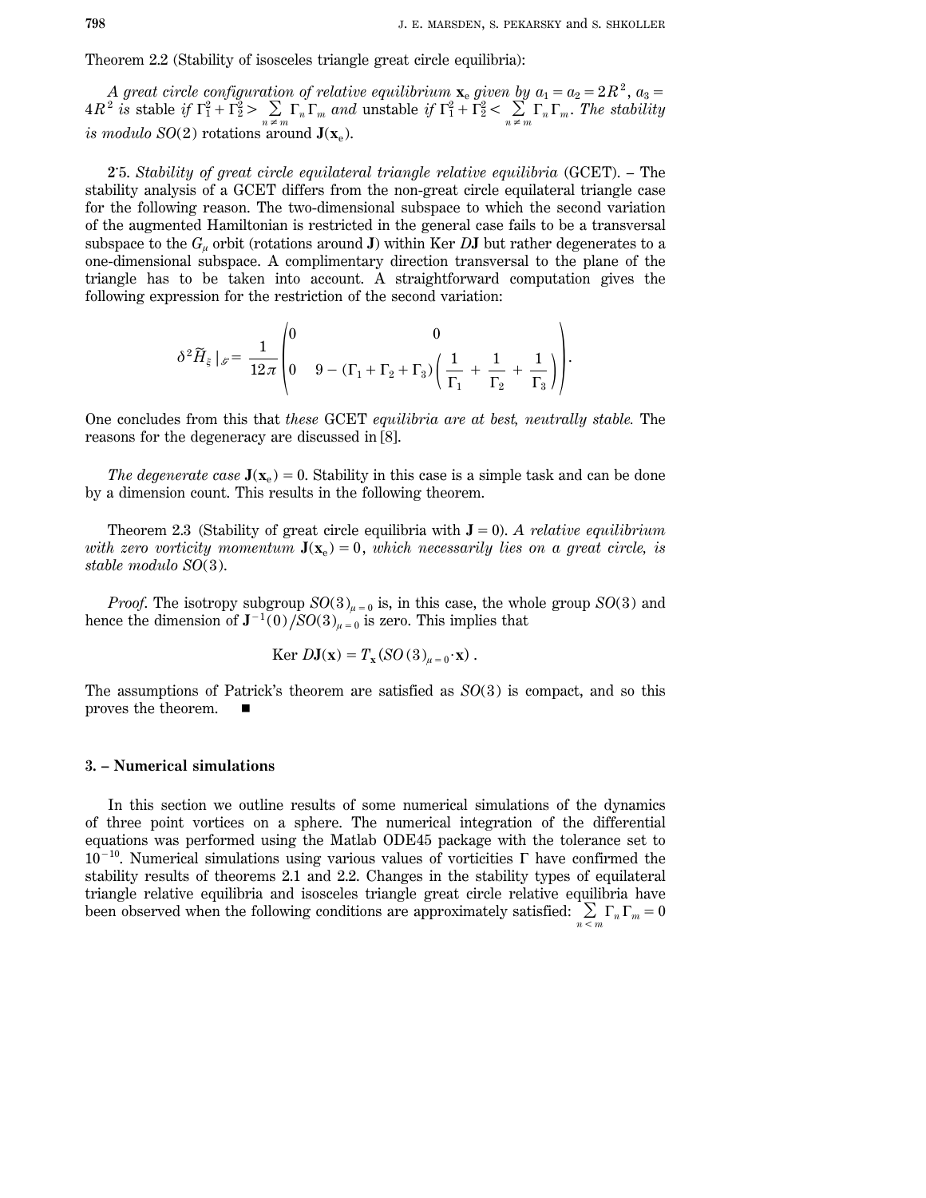Theorem 2.2 (Stability of isosceles triangle great circle equilibria):

*A great circle configuration of relative equilibrium* $\mathbf{x}_e$ *given by* $a_1 = a_2 = 2R^2$, $a_3 = 4R^2$ *is* stable *if* $\Gamma_1^2 + \Gamma_2^2 > \sum_{n \neq m} \Gamma_n \Gamma_m$ *and* unstable *if* $\Gamma_1^2 + \Gamma_2^2 < \sum_{n \neq m} \Gamma_n \Gamma_m$. *The stability is modulo* $SO(2)$ rotations around $\mathbf{J}(\mathbf{x}_e)$.

**2**·5. *Stability of great circle equilateral triangle relative equilibria* (GCET). – The stability analysis of a GCET differs from the non-great circle equilateral triangle case for the following reason. The two-dimensional subspace to which the second variation of the augmented Hamiltonian is restricted in the general case fails to be a transversal subspace to the $G_\mu$ orbit (rotations around $\mathbf{J}$) within Ker $D\mathbf{J}$ but rather degenerates to a one-dimensional subspace. A complimentary direction transversal to the plane of the triangle has to be taken into account. A straightforward computation gives the following expression for the restriction of the second variation:

$$\delta^2 \widetilde{H}_\xi \,|_{\mathscr{S}} = \frac{1}{12\pi} \begin{pmatrix} 0 & 0 \\ 0 & 9 - (\Gamma_1 + \Gamma_2 + \Gamma_3)\left( \dfrac{1}{\Gamma_1} + \dfrac{1}{\Gamma_2} + \dfrac{1}{\Gamma_3} \right) \end{pmatrix}.$$

One concludes from this that *these* GCET *equilibria are at best, neutrally stable.* The reasons for the degeneracy are discussed in [8].

*The degenerate case* $\mathbf{J}(\mathbf{x}_e) = 0$. Stability in this case is a simple task and can be done by a dimension count. This results in the following theorem.

Theorem 2.3 (Stability of great circle equilibria with $\mathbf{J} = 0$). *A relative equilibrium with zero vorticity momentum* $\mathbf{J}(\mathbf{x}_e) = 0$, *which necessarily lies on a great circle, is stable modulo* $SO(3)$.

*Proof.* The isotropy subgroup $SO(3)_{\mu = 0}$ is, in this case, the whole group $SO(3)$ and hence the dimension of $\mathbf{J}^{-1}(0)/SO(3)_{\mu=0}$ is zero. This implies that

$$\text{Ker } D\mathbf{J}(\mathbf{x}) = T_\mathbf{x}(SO(3)_{\mu=0} \cdot \mathbf{x}) .$$

The assumptions of Patrick's theorem are satisfied as $SO(3)$ is compact, and so this proves the theorem. ■

## 3. – Numerical simulations

In this section we outline results of some numerical simulations of the dynamics of three point vortices on a sphere. The numerical integration of the differential equations was performed using the Matlab ODE45 package with the tolerance set to $10^{-10}$. Numerical simulations using various values of vorticities $\Gamma$ have confirmed the stability results of theorems 2.1 and 2.2. Changes in the stability types of equilateral triangle relative equilibria and isosceles triangle great circle relative equilibria have been observed when the following conditions are approximately satisfied: $\sum_{n < m} \Gamma_n \Gamma_m = 0$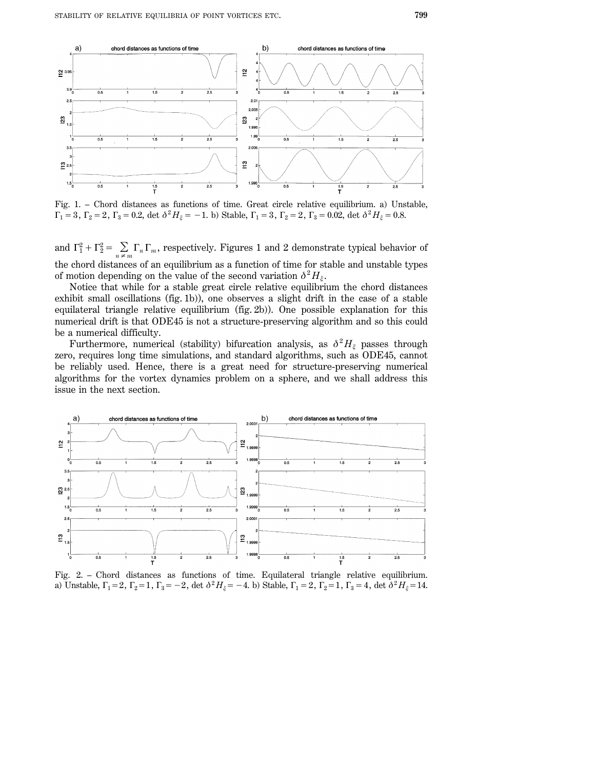a) chord distances as functions of time

l12
4
3.95
3.9

l23
2.5
2
1.5
1

l13
3.5
3
2.5
2
1.5

0 0.5 1 1.5 2 2.5 3
T

b) chord distances as functions of time

l12
4
4
4
4
4

l23
2.01
2.005
2
1.995
1.99

l13
2.005
2
1.995

0 0.5 1 1.5 2 2.5 3
T

Fig. 1. – Chord distances as functions of time. Great circle relative equilibrium. a) Unstable, $\Gamma_1 = 3$, $\Gamma_2 = 2$, $\Gamma_3 = 0.2$, det $\delta^2 H_\xi = -1$. b) Stable, $\Gamma_1 = 3$, $\Gamma_2 = 2$, $\Gamma_3 = 0.02$, det $\delta^2 H_\xi = 0.8$.

and $\Gamma_1^2 + \Gamma_2^2 = \sum_{n \neq m} \Gamma_n \Gamma_m$, respectively. Figures 1 and 2 demonstrate typical behavior of the chord distances of an equilibrium as a function of time for stable and unstable types of motion depending on the value of the second variation $\delta^2 H_\xi$.

Notice that while for a stable great circle relative equilibrium the chord distances exhibit small oscillations (fig. 1b)), one observes a slight drift in the case of a stable equilateral triangle relative equilibrium (fig. 2b)). One possible explanation for this numerical drift is that ODE45 is not a structure-preserving algorithm and so this could be a numerical difficulty.

Furthermore, numerical (stability) bifurcation analysis, as $\delta^2 H_\xi$ passes through zero, requires long time simulations, and standard algorithms, such as ODE45, cannot be reliably used. Hence, there is a great need for structure-preserving numerical algorithms for the vortex dynamics problem on a sphere, and we shall address this issue in the next section.

a) chord distances as functions of time

l12
4
3
2
1
0

l23
3.5
3
2.5
2
1.5

l13
2.5
2
1.5
1

0 0.5 1 1.5 2 2.5 3
T

b) chord distances as functions of time

l12
2.0001
2
1.9999
1.9998

l23
2
2
1.9999
1.9999

l13
2.0001
2
1.9999
1.9998

0 0.5 1 1.5 2 2.5 3
T

Fig. 2. – Chord distances as functions of time. Equilateral triangle relative equilibrium. a) Unstable, $\Gamma_1 = 2$, $\Gamma_2 = 1$, $\Gamma_3 = -2$, det $\delta^2 H_\xi = -4$. b) Stable, $\Gamma_1 = 2$, $\Gamma_2 = 1$, $\Gamma_3 = 4$, det $\delta^2 H_\xi = 14$.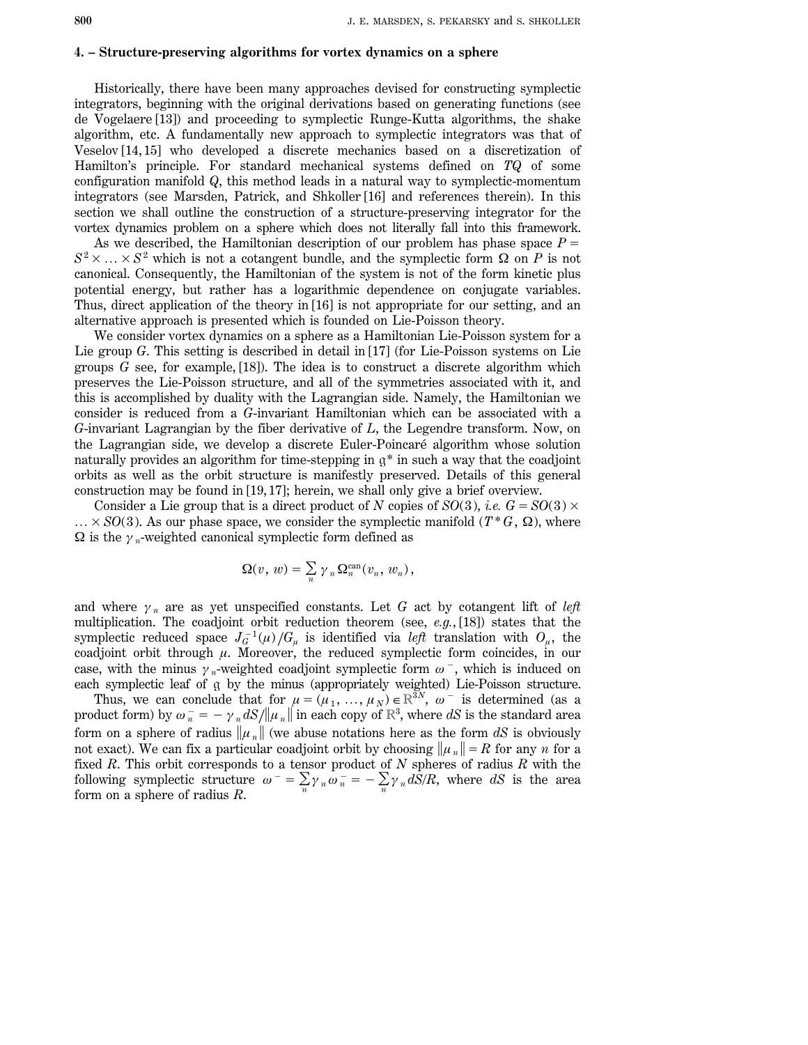## 4. – Structure-preserving algorithms for vortex dynamics on a sphere

Historically, there have been many approaches devised for constructing symplectic integrators, beginning with the original derivations based on generating functions (see de Vogelaere [13]) and proceeding to symplectic Runge-Kutta algorithms, the shake algorithm, etc. A fundamentally new approach to symplectic integrators was that of Veselov [14, 15] who developed a discrete mechanics based on a discretization of Hamilton's principle. For standard mechanical systems defined on $TQ$ of some configuration manifold $Q$, this method leads in a natural way to symplectic-momentum integrators (see Marsden, Patrick, and Shkoller [16] and references therein). In this section we shall outline the construction of a structure-preserving integrator for the vortex dynamics problem on a sphere which does not literally fall into this framework.

As we described, the Hamiltonian description of our problem has phase space $P = S^2 \times \ldots \times S^2$ which is not a cotangent bundle, and the symplectic form $\Omega$ on $P$ is not canonical. Consequently, the Hamiltonian of the system is not of the form kinetic plus potential energy, but rather has a logarithmic dependence on conjugate variables. Thus, direct application of the theory in [16] is not appropriate for our setting, and an alternative approach is presented which is founded on Lie-Poisson theory.

We consider vortex dynamics on a sphere as a Hamiltonian Lie-Poisson system for a Lie group $G$. This setting is described in detail in [17] (for Lie-Poisson systems on Lie groups $G$ see, for example, [18]). The idea is to construct a discrete algorithm which preserves the Lie-Poisson structure, and all of the symmetries associated with it, and this is accomplished by duality with the Lagrangian side. Namely, the Hamiltonian we consider is reduced from a $G$-invariant Hamiltonian which can be associated with a $G$-invariant Lagrangian by the fiber derivative of $L$, the Legendre transform. Now, on the Lagrangian side, we develop a discrete Euler-Poincaré algorithm whose solution naturally provides an algorithm for time-stepping in $\mathfrak{g}^*$ in such a way that the coadjoint orbits as well as the orbit structure is manifestly preserved. Details of this general construction may be found in [19, 17]; herein, we shall only give a brief overview.

Consider a Lie group that is a direct product of $N$ copies of $SO(3)$, *i.e.* $G = SO(3) \times \ldots \times SO(3)$. As our phase space, we consider the symplectic manifold $(T^*G, \Omega)$, where $\Omega$ is the $\gamma_n$-weighted canonical symplectic form defined as

$$\Omega(v, w) = \sum_n \gamma_n \Omega_n^{\text{can}}(v_n, w_n),$$

and where $\gamma_n$ are as yet unspecified constants. Let $G$ act by cotangent lift of *left* multiplication. The coadjoint orbit reduction theorem (see, *e.g.*, [18]) states that the symplectic reduced space $J_G^{-1}(\mu)/G_\mu$ is identified via *left* translation with $O_\mu$, the coadjoint orbit through $\mu$. Moreover, the reduced symplectic form coincides, in our case, with the minus $\gamma_n$-weighted coadjoint symplectic form $\omega^-$, which is induced on each symplectic leaf of $\mathfrak{g}$ by the minus (appropriately weighted) Lie-Poisson structure.

Thus, we can conclude that for $\mu = (\mu_1, \ldots, \mu_N) \in \mathbb{R}^{3N}$, $\omega^-$ is determined (as a product form) by $\omega_n^- = -\gamma_n dS/\|\mu_n\|$ in each copy of $\mathbb{R}^3$, where $dS$ is the standard area form on a sphere of radius $\|\mu_n\|$ (we abuse notations here as the form $dS$ is obviously not exact). We can fix a particular coadjoint orbit by choosing $\|\mu_n\| = R$ for any $n$ for a fixed $R$. This orbit corresponds to a tensor product of $N$ spheres of radius $R$ with the following symplectic structure $\omega^- = \sum_n \gamma_n \omega_n^- = -\sum_n \gamma_n dS/R$, where $dS$ is the area form on a sphere of radius $R$.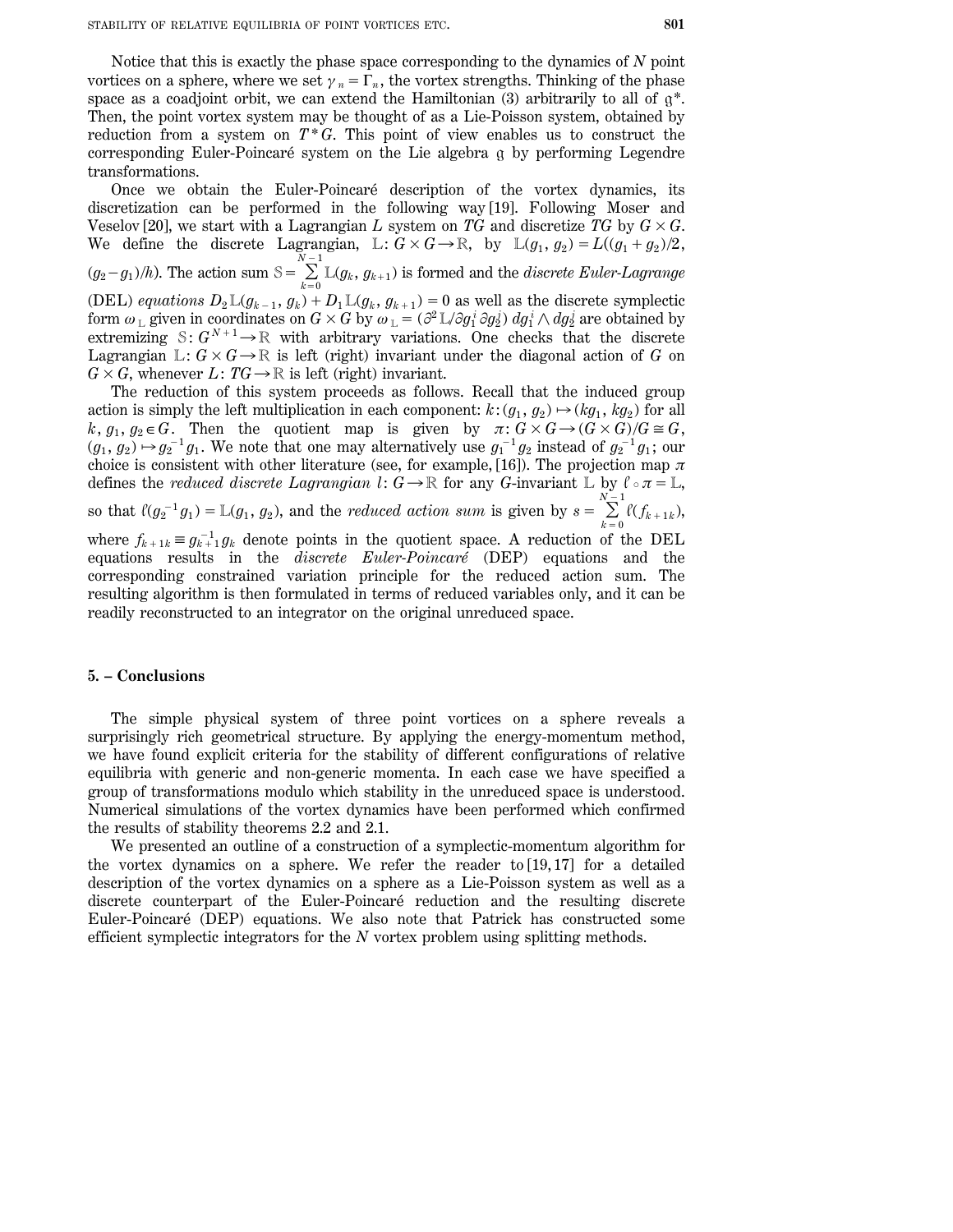Notice that this is exactly the phase space corresponding to the dynamics of $N$ point vortices on a sphere, where we set $\gamma_n = \Gamma_n$, the vortex strengths. Thinking of the phase space as a coadjoint orbit, we can extend the Hamiltonian (3) arbitrarily to all of $\mathfrak{g}^*$. Then, the point vortex system may be thought of as a Lie-Poisson system, obtained by reduction from a system on $T^*G$. This point of view enables us to construct the corresponding Euler-Poincaré system on the Lie algebra $\mathfrak{g}$ by performing Legendre transformations.

Once we obtain the Euler-Poincaré description of the vortex dynamics, its discretization can be performed in the following way [19]. Following Moser and Veselov [20], we start with a Lagrangian $L$ system on $TG$ and discretize $TG$ by $G \times G$. We define the discrete Lagrangian, $\mathbb{L}\colon G \times G \to \mathbb{R}$, by $\mathbb{L}(g_1, g_2) = L((g_1 + g_2)/2, (g_2 - g_1)/h)$. The action sum $\mathbb{S} = \sum_{k=0}^{N-1} \mathbb{L}(g_k, g_{k+1})$ is formed and the *discrete Euler-Lagrange* (DEL) *equations* $D_2 \mathbb{L}(g_{k-1}, g_k) + D_1 \mathbb{L}(g_k, g_{k+1}) = 0$ as well as the discrete symplectic form $\omega_{\mathbb{L}}$ given in coordinates on $G \times G$ by $\omega_{\mathbb{L}} = (\partial^2 \mathbb{L} / \partial g_1^i \partial g_2^j)\, dg_1^i \wedge dg_2^j$ are obtained by extremizing $\mathbb{S}\colon G^{N+1} \to \mathbb{R}$ with arbitrary variations. One checks that the discrete Lagrangian $\mathbb{L}\colon G \times G \to \mathbb{R}$ is left (right) invariant under the diagonal action of $G$ on $G \times G$, whenever $L\colon TG \to \mathbb{R}$ is left (right) invariant.

The reduction of this system proceeds as follows. Recall that the induced group action is simply the left multiplication in each component: $k\colon (g_1, g_2) \mapsto (kg_1, kg_2)$ for all $k, g_1, g_2 \in G$. Then the quotient map is given by $\pi\colon G \times G \to (G \times G)/G \cong G$, $(g_1, g_2) \mapsto g_2^{-1} g_1$. We note that one may alternatively use $g_1^{-1} g_2$ instead of $g_2^{-1} g_1$; our choice is consistent with other literature (see, for example, [16]). The projection map $\pi$ defines the *reduced discrete Lagrangian* $l\colon G \to \mathbb{R}$ for any $G$-invariant $\mathbb{L}$ by $\ell \circ \pi = \mathbb{L}$, so that $\ell(g_2^{-1} g_1) = \mathbb{L}(g_1, g_2)$, and the *reduced action sum* is given by $s = \sum_{k=0}^{N-1} \ell(f_{k+1k})$, where $f_{k+1k} \equiv g_{k+1}^{-1} g_k$ denote points in the quotient space. A reduction of the DEL equations results in the *discrete Euler-Poincaré* (DEP) equations and the corresponding constrained variation principle for the reduced action sum. The resulting algorithm is then formulated in terms of reduced variables only, and it can be readily reconstructed to an integrator on the original unreduced space.

## 5. – Conclusions

The simple physical system of three point vortices on a sphere reveals a surprisingly rich geometrical structure. By applying the energy-momentum method, we have found explicit criteria for the stability of different configurations of relative equilibria with generic and non-generic momenta. In each case we have specified a group of transformations modulo which stability in the unreduced space is understood. Numerical simulations of the vortex dynamics have been performed which confirmed the results of stability theorems 2.2 and 2.1.

We presented an outline of a construction of a symplectic-momentum algorithm for the vortex dynamics on a sphere. We refer the reader to [19, 17] for a detailed description of the vortex dynamics on a sphere as a Lie-Poisson system as well as a discrete counterpart of the Euler-Poincaré reduction and the resulting discrete Euler-Poincaré (DEP) equations. We also note that Patrick has constructed some efficient symplectic integrators for the $N$ vortex problem using splitting methods.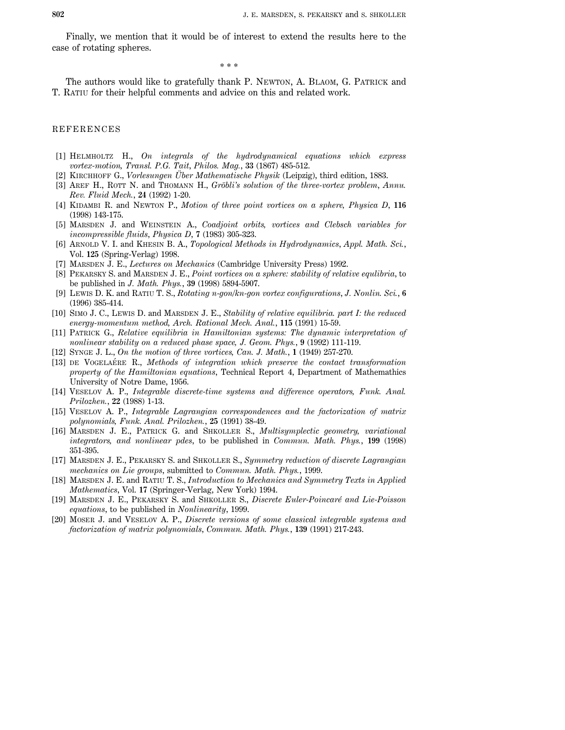Finally, we mention that it would be of interest to extend the results here to the case of rotating spheres.

\* \* \*

The authors would like to gratefully thank P. Newton, A. Blaom, G. Patrick and T. Ratiu for their helpful comments and advice on this and related work.

## REFERENCES

[1] Helmholtz H., *On integrals of the hydrodynamical equations which express vortex-motion, Transl. P.G. Tait, Philos. Mag.*, **33** (1867) 485-512.

[2] Kirchhoff G., *Vorlesungen Über Mathematische Physik* (Leipzig), third edition, 1883.

[3] Aref H., Rott N. and Thomann H., *Gröbli's solution of the three-vortex problem*, *Annu. Rev. Fluid Mech.*, **24** (1992) 1-20.

[4] Kidambi R. and Newton P., *Motion of three point vortices on a sphere, Physica D*, **116** (1998) 143-175.

[5] Marsden J. and Weinstein A., *Coadjoint orbits, vortices and Clebsch variables for incompressible fluids*, *Physica D*, **7** (1983) 305-323.

[6] Arnold V. I. and Khesin B. A., *Topological Methods in Hydrodynamics*, *Appl. Math. Sci.*, Vol. **125** (Spring-Verlag) 1998.

[7] Marsden J. E., *Lectures on Mechanics* (Cambridge University Press) 1992.

[8] Pekarsky S. and Marsden J. E., *Point vortices on a sphere: stability of relative equlibria*, to be published in *J. Math. Phys.*, **39** (1998) 5894-5907.

[9] Lewis D. K. and Ratiu T. S., *Rotating n-gon/kn-gon vortex configurations*, *J. Nonlin. Sci.*, **6** (1996) 385-414.

[10] Simo J. C., Lewis D. and Marsden J. E., *Stability of relative equilibria. part I: the reduced energy-momentum method*, *Arch. Rational Mech. Anal.*, **115** (1991) 15-59.

[11] Patrick G., *Relative equilibria in Hamiltonian systems: The dynamic interpretation of nonlinear stability on a reduced phase space*, *J. Geom. Phys.*, **9** (1992) 111-119.

[12] Synge J. L., *On the motion of three vortices, Can. J. Math.*, **1** (1949) 257-270.

[13] de Vogelaére R., *Methods of integration which preserve the contact transformation property of the Hamiltonian equations*, Technical Report 4, Department of Mathemathics University of Notre Dame, 1956.

[14] Veselov A. P., *Integrable discrete-time systems and difference operators, Funk. Anal. Prilozhen.*, **22** (1988) 1-13.

[15] Veselov A. P., *Integrable Lagrangian correspondences and the factorization of matrix polynomials, Funk. Anal. Prilozhen.*, **25** (1991) 38-49.

[16] Marsden J. E., Patrick G. and Shkoller S., *Multisymplectic geometry, variational integrators, and nonlinear pdes*, to be published in *Commun. Math. Phys.*, **199** (1998) 351-395.

[17] Marsden J. E., Pekarsky S. and Shkoller S., *Symmetry reduction of discrete Lagrangian mechanics on Lie groups,* submitted to *Commun. Math. Phys.*, 1999.

[18] Marsden J. E. and Ratiu T. S., *Introduction to Mechanics and Symmetry Texts in Applied Mathematics*, Vol. **17** (Springer-Verlag, New York) 1994.

[19] Marsden J. E., Pekarsky S. and Shkoller S., *Discrete Euler-Poincaré and Lie-Poisson equations*, to be published in *Nonlinearity*, 1999.

[20] Moser J. and Veselov A. P., *Discrete versions of some classical integrable systems and factorization of matrix polynomials*, *Commun. Math. Phys.*, **139** (1991) 217-243.